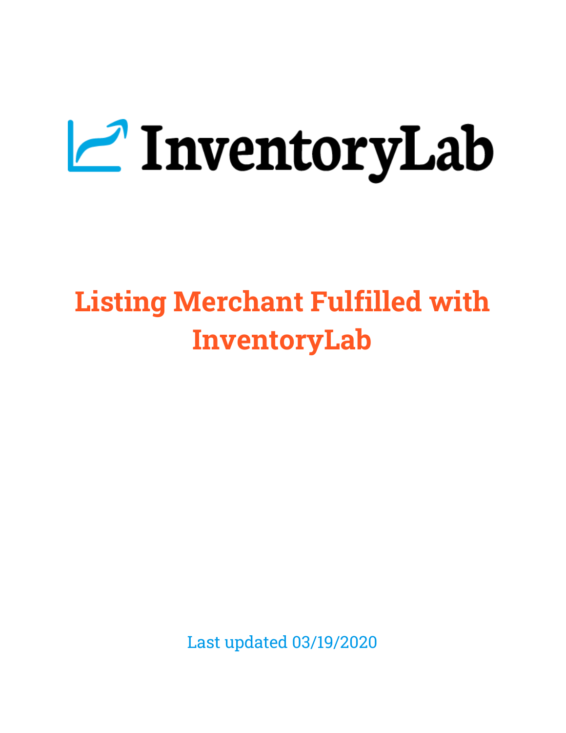InventoryLab

# Listing Merchant Fulfilled with InventoryLab

Last updated 03/19/2020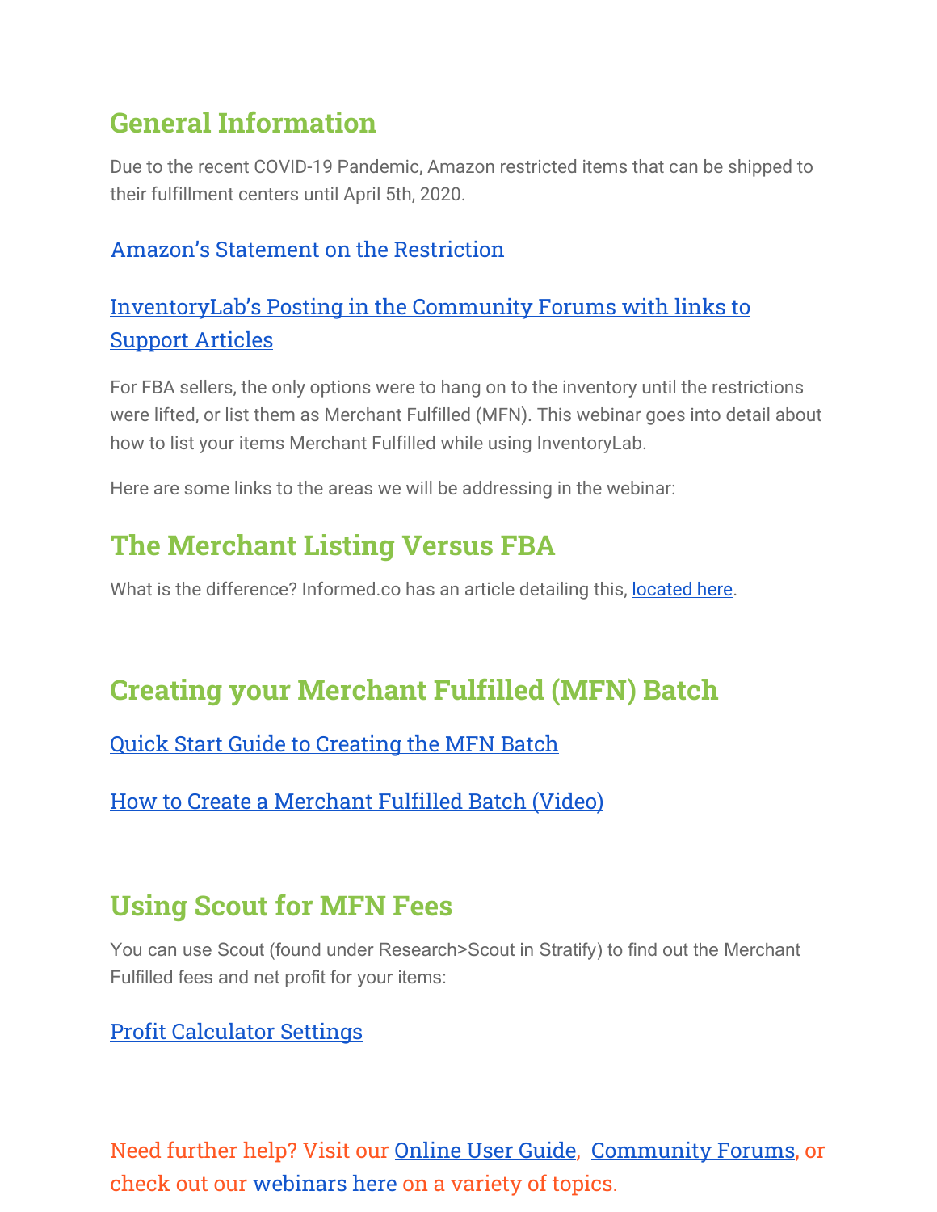## General Information

Due to the recent COVID-19 Pandemic, Amazon restricted items that can be shipped to their fulfillment centers until April 5th, 2020.

Amazon's Statement on the Restriction

InventoryLab's Posting in the Community Forums with links to Support Articles

For FBA sellers, the only options were to hang on to the inventory until the restrictions were lifted, or list them as Merchant Fulfilled (MFN). This webinar goes into detail about how to list your items Merchant Fulfilled while using InventoryLab.

Here are some links to the areas we will be addressing in the webinar:

## The Merchant Listing Versus FBA

What is the difference? Informed.co has an article detailing this, located here.

## Creating your Merchant Fulfilled (MFN) Batch

Quick Start Guide to Creating the MFN Batch

How to Create a Merchant Fulfilled Batch (Video)

## Using Scout for MFN Fees

You can use Scout (found under Research>Scout in Stratify) to find out the Merchant Fulfilled fees and net profit for your items:

Profit Calculator Settings

Need further help? Visit our Online User Guide, Community Forums, or check out our webinars here on a variety of topics.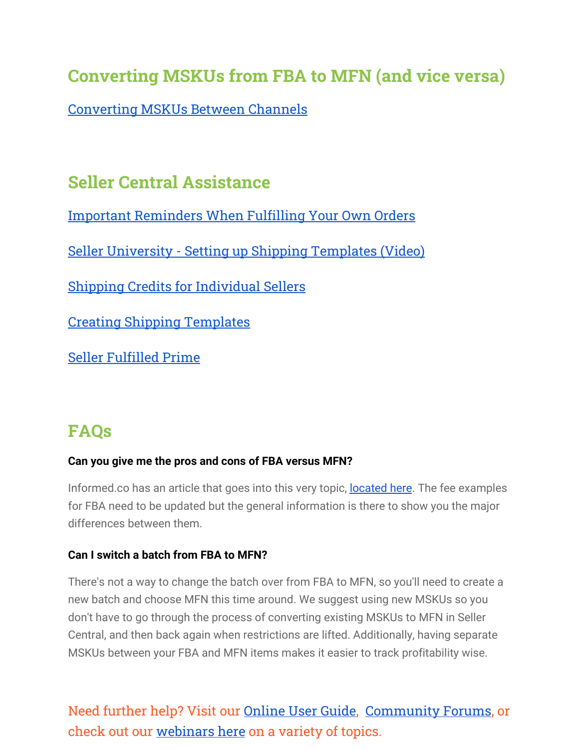## Converting MSKUs from FBA to MFN (and vice versa)

Converting MSKUs Between Channels

## Seller Central Assistance

Important Reminders When Fulfilling Your Own Orders

Seller University - Setting up Shipping Templates (Video)

Shipping Credits for Individual Sellers

Creating Shipping Templates

Seller Fulfilled Prime

## FAQs

**Can you give me the pros and cons of FBA versus MFN?**

Informed.co has an article that goes into this very topic, located here. The fee examples for FBA need to be updated but the general information is there to show you the major differences between them.

**Can I switch a batch from FBA to MFN?**

There's not a way to change the batch over from FBA to MFN, so you'll need to create a new batch and choose MFN this time around. We suggest using new MSKUs so you don't have to go through the process of converting existing MSKUs to MFN in Seller Central, and then back again when restrictions are lifted. Additionally, having separate MSKUs between your FBA and MFN items makes it easier to track profitability wise.

Need further help? Visit our Online User Guide, Community Forums, or check out our webinars here on a variety of topics.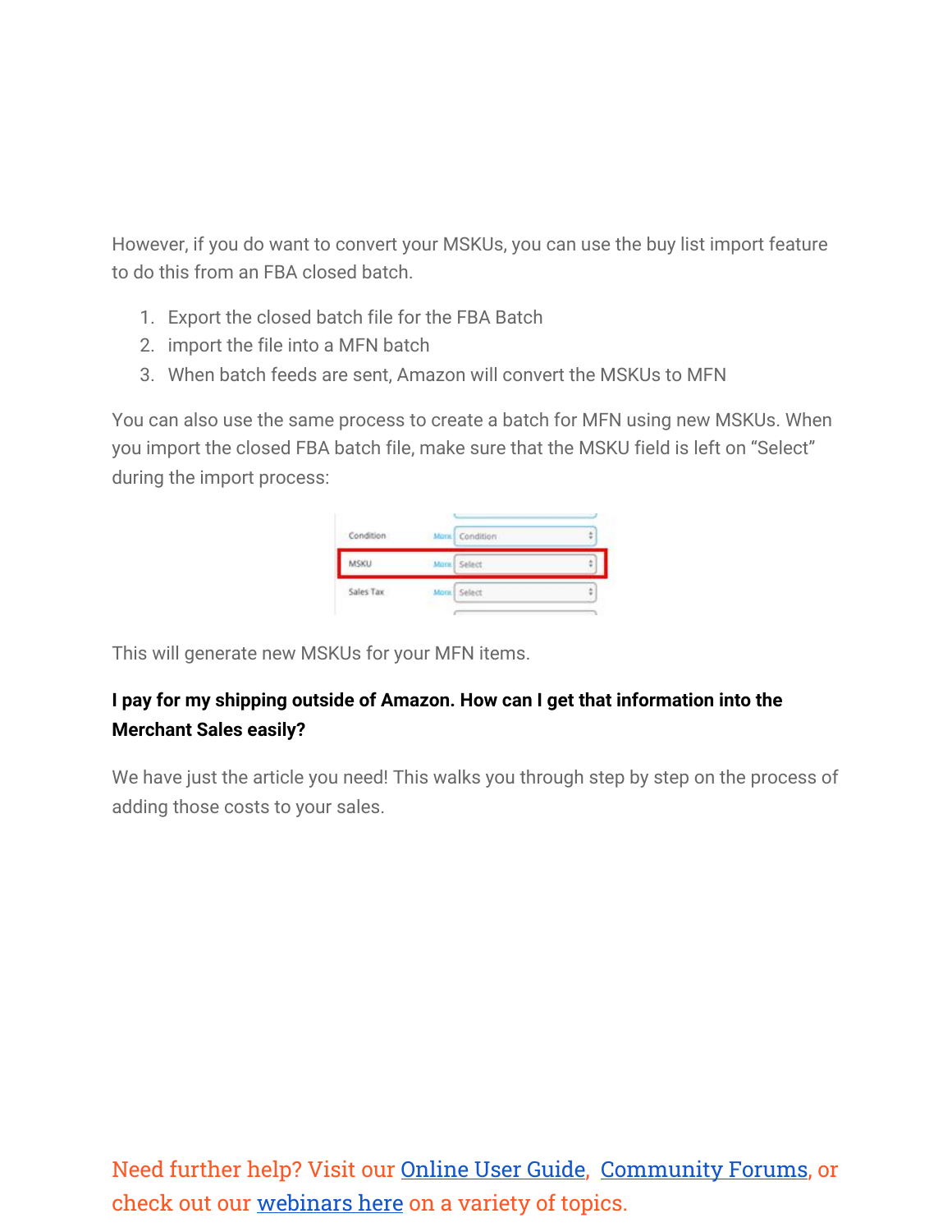However, if you do want to convert your MSKUs, you can use the buy list import feature to do this from an FBA closed batch.

1. Export the closed batch file for the FBA Batch
2. import the file into a MFN batch
3. When batch feeds are sent, Amazon will convert the MSKUs to MFN

You can also use the same process to create a batch for MFN using new MSKUs. When you import the closed FBA batch file, make sure that the MSKU field is left on "Select" during the import process:

This will generate new MSKUs for your MFN items.

**I pay for my shipping outside of Amazon. How can I get that information into the Merchant Sales easily?**

We have just the article you need! This walks you through step by step on the process of adding those costs to your sales.

Need further help? Visit our Online User Guide, Community Forums, or check out our webinars here on a variety of topics.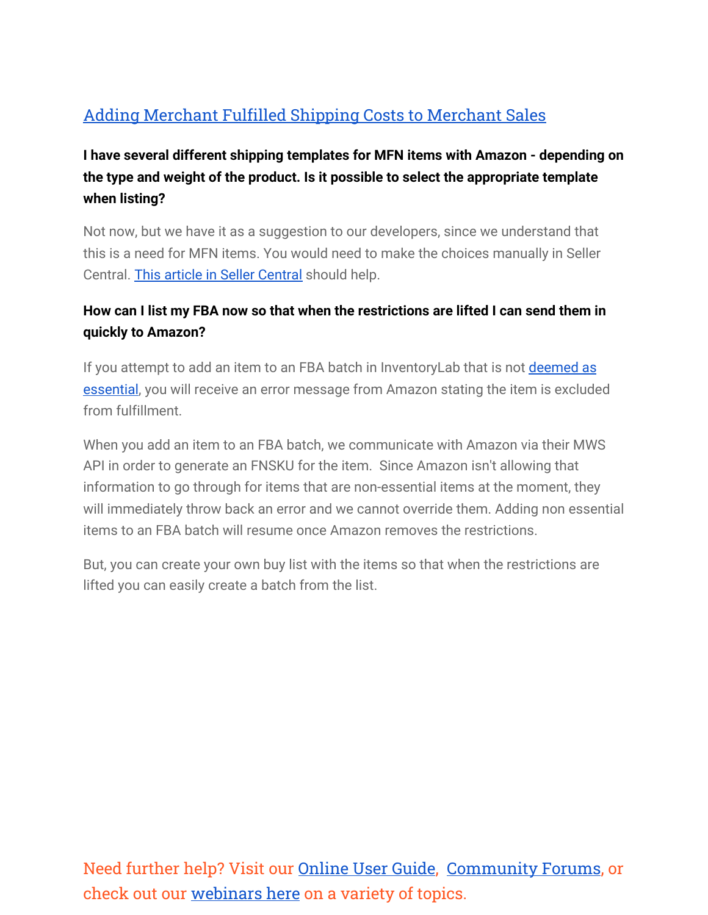[Adding Merchant Fulfilled Shipping Costs to Merchant Sales]

**I have several different shipping templates for MFN items with Amazon - depending on the type and weight of the product. Is it possible to select the appropriate template when listing?**

Not now, but we have it as a suggestion to our developers, since we understand that this is a need for MFN items. You would need to make the choices manually in Seller Central. This article in Seller Central should help.

**How can I list my FBA now so that when the restrictions are lifted I can send them in quickly to Amazon?**

If you attempt to add an item to an FBA batch in InventoryLab that is not deemed as essential, you will receive an error message from Amazon stating the item is excluded from fulfillment.

When you add an item to an FBA batch, we communicate with Amazon via their MWS API in order to generate an FNSKU for the item. Since Amazon isn't allowing that information to go through for items that are non-essential items at the moment, they will immediately throw back an error and we cannot override them. Adding non essential items to an FBA batch will resume once Amazon removes the restrictions.

But, you can create your own buy list with the items so that when the restrictions are lifted you can easily create a batch from the list.

Need further help? Visit our Online User Guide, Community Forums, or check out our webinars here on a variety of topics.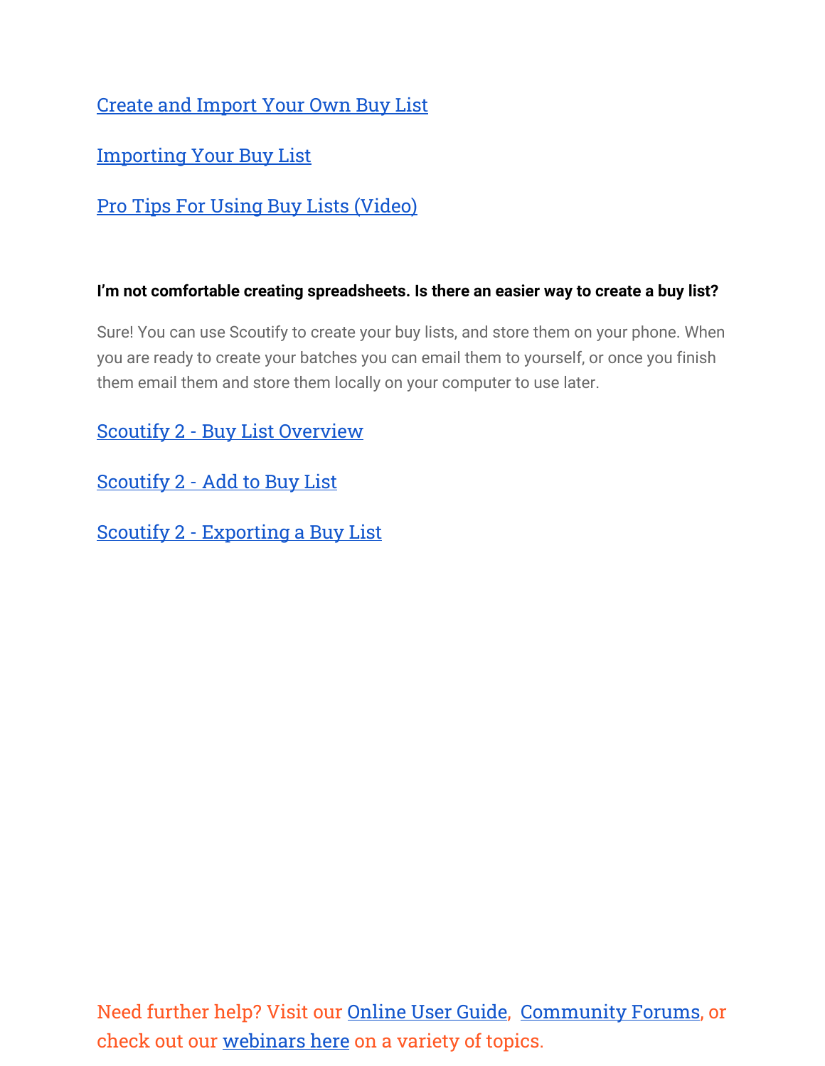[Create and Import Your Own Buy List]

[Importing Your Buy List]

[Pro Tips For Using Buy Lists (Video)]

**I'm not comfortable creating spreadsheets. Is there an easier way to create a buy list?**

Sure! You can use Scoutify to create your buy lists, and store them on your phone. When you are ready to create your batches you can email them to yourself, or once you finish them email them and store them locally on your computer to use later.

[Scoutify 2 - Buy List Overview]

[Scoutify 2 - Add to Buy List]

[Scoutify 2 - Exporting a Buy List]

Need further help? Visit our [Online User Guide], [Community Forums], or check out our [webinars here] on a variety of topics.